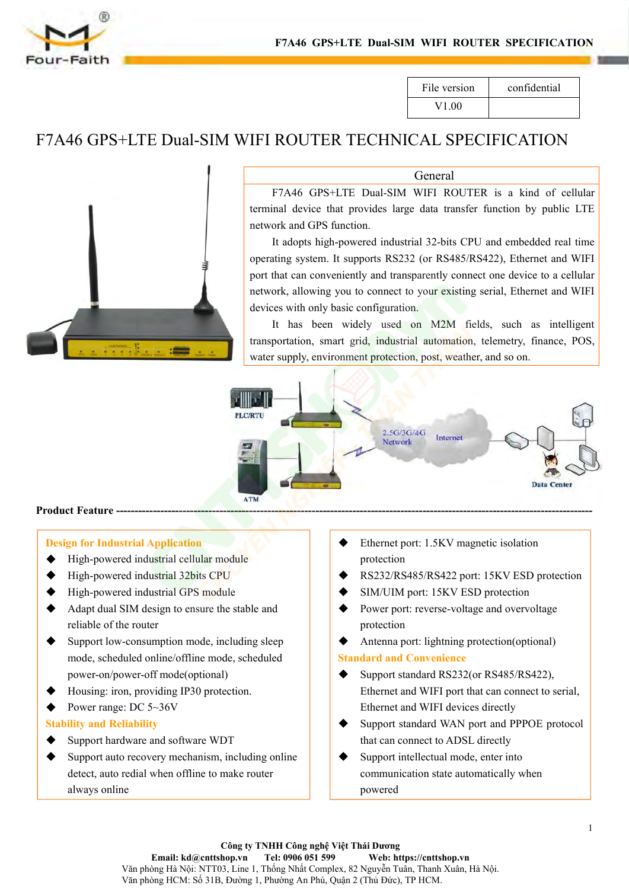| File version | confidential |
| --- | --- |
| V1.00 | |

# F7A46 GPS+LTE Dual-SIM WIFI ROUTER TECHNICAL SPECIFICATION

## General

F7A46 GPS+LTE Dual-SIM WIFI ROUTER is a kind of cellular terminal device that provides large data transfer function by public LTE network and GPS function.

It adopts high-powered industrial 32-bits CPU and embedded real time operating system. It supports RS232 (or RS485/RS422), Ethernet and WIFI port that can conveniently and transparently connect one device to a cellular network, allowing you to connect to your existing serial, Ethernet and WIFI devices with only basic configuration.

It has been widely used on M2M fields, such as intelligent transportation, smart grid, industrial automation, telemetry, finance, POS, water supply, environment protection, post, weather, and so on.

PLC/RTU — 2.5G/3G/4G Network — Internet — Data Center

ATM

## Product Feature

**Design for Industrial Application**

- High-powered industrial cellular module
- High-powered industrial 32bits CPU
- High-powered industrial GPS module
- Adapt dual SIM design to ensure the stable and reliable of the router
- Support low-consumption mode, including sleep mode, scheduled online/offline mode, scheduled power-on/power-off mode(optional)
- Housing: iron, providing IP30 protection.
- Power range: DC 5~36V

**Stability and Reliability**

- Support hardware and software WDT
- Support auto recovery mechanism, including online detect, auto redial when offline to make router always online
- Ethernet port: 1.5KV magnetic isolation protection
- RS232/RS485/RS422 port: 15KV ESD protection
- SIM/UIM port: 15KV ESD protection
- Power port: reverse-voltage and overvoltage protection
- Antenna port: lightning protection(optional)

**Standard and Convenience**

- Support standard RS232(or RS485/RS422), Ethernet and WIFI port that can connect to serial, Ethernet and WIFI devices directly
- Support standard WAN port and PPPOE protocol that can connect to ADSL directly
- Support intellectual mode, enter into communication state automatically when powered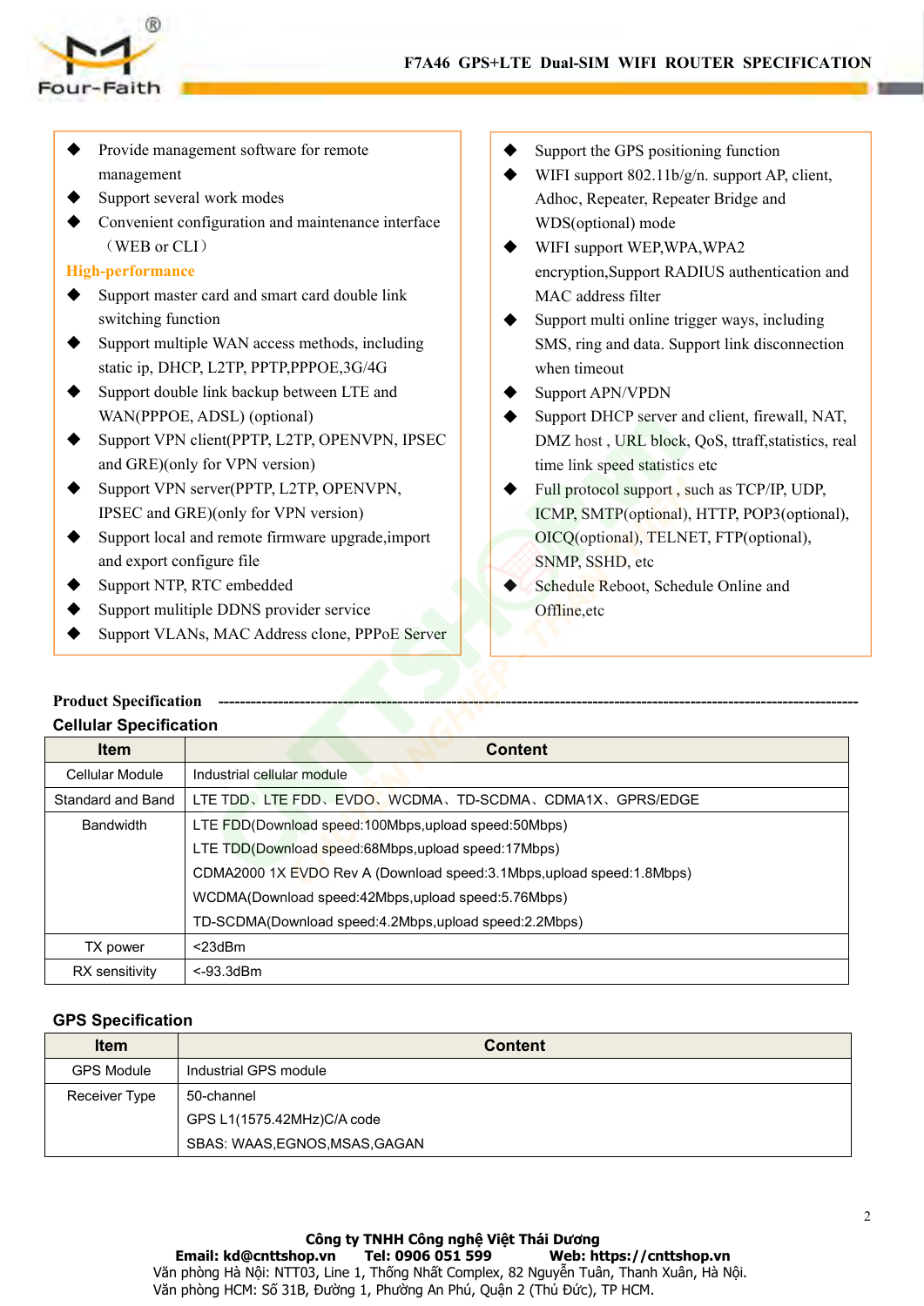- Provide management software for remote management
- Support several work modes
- Convenient configuration and maintenance interface （WEB or CLI）

**High-performance**

- Support master card and smart card double link switching function
- Support multiple WAN access methods, including static ip, DHCP, L2TP, PPTP,PPPOE,3G/4G
- Support double link backup between LTE and WAN(PPPOE, ADSL) (optional)
- Support VPN client(PPTP, L2TP, OPENVPN, IPSEC and GRE)(only for VPN version)
- Support VPN server(PPTP, L2TP, OPENVPN, IPSEC and GRE)(only for VPN version)
- Support local and remote firmware upgrade,import and export configure file
- Support NTP, RTC embedded
- Support mulitiple DDNS provider service
- Support VLANs, MAC Address clone, PPPoE Server
- Support the GPS positioning function
- WIFI support 802.11b/g/n. support AP, client, Adhoc, Repeater, Repeater Bridge and WDS(optional) mode
- WIFI support WEP,WPA,WPA2 encryption,Support RADIUS authentication and MAC address filter
- Support multi online trigger ways, including SMS, ring and data. Support link disconnection when timeout
- Support APN/VPDN
- Support DHCP server and client, firewall, NAT, DMZ host , URL block, QoS, ttraff,statistics, real time link speed statistics etc
- Full protocol support , such as TCP/IP, UDP, ICMP, SMTP(optional), HTTP, POP3(optional), OICQ(optional), TELNET, FTP(optional), SNMP, SSHD, etc
- Schedule Reboot, Schedule Online and Offline,etc

**Product Specification** ---------------------------------------------------------------------------------------------------------------

### Cellular Specification

| Item | Content |
|---|---|
| Cellular Module | Industrial cellular module |
| Standard and Band | LTE TDD、LTE FDD、EVDO、WCDMA、TD-SCDMA、CDMA1X、GPRS/EDGE |
| Bandwidth | LTE FDD(Download speed:100Mbps,upload speed:50Mbps)<br>LTE TDD(Download speed:68Mbps,upload speed:17Mbps)<br>CDMA2000 1X EVDO Rev A (Download speed:3.1Mbps,upload speed:1.8Mbps)<br>WCDMA(Download speed:42Mbps,upload speed:5.76Mbps)<br>TD-SCDMA(Download speed:4.2Mbps,upload speed:2.2Mbps) |
| TX power | <23dBm |
| RX sensitivity | <-93.3dBm |

### GPS Specification

| Item | Content |
|---|---|
| GPS Module | Industrial GPS module |
| Receiver Type | 50-channel<br>GPS L1(1575.42MHz)C/A code<br>SBAS: WAAS,EGNOS,MSAS,GAGAN |

**Công ty TNHH Công nghệ Việt Thái Dương**
**Email: kd@cnttshop.vn Tel: 0906 051 599 Web: https://cnttshop.vn**
Văn phòng Hà Nội: NTT03, Line 1, Thống Nhất Complex, 82 Nguyễn Tuân, Thanh Xuân, Hà Nội.
Văn phòng HCM: Số 31B, Đường 1, Phường An Phú, Quận 2 (Thủ Đức), TP HCM.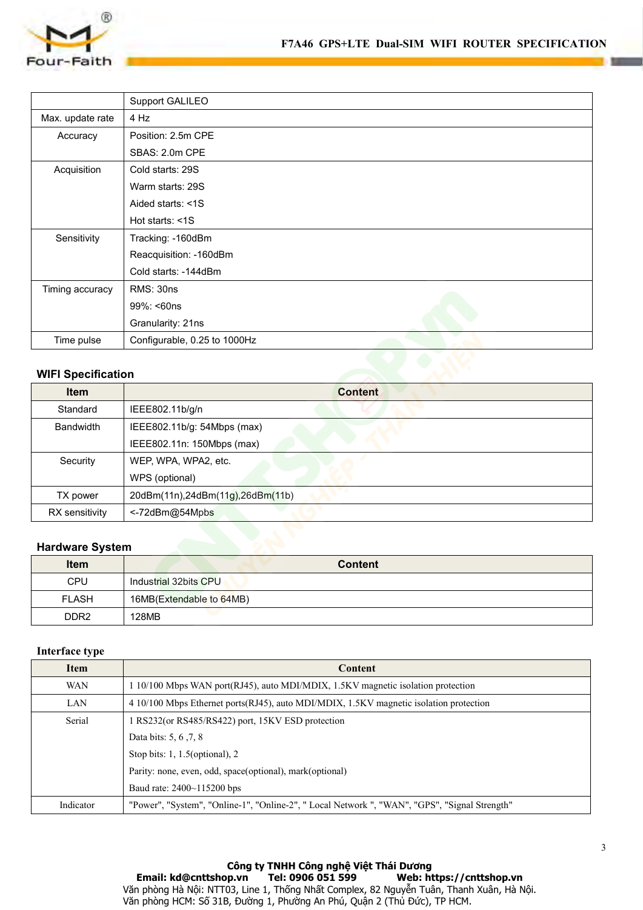|  | Support GALILEO |
| --- | --- |
| Max. update rate | 4 Hz |
| Accuracy | Position: 2.5m CPE<br>SBAS: 2.0m CPE |
| Acquisition | Cold starts: 29S<br>Warm starts: 29S<br>Aided starts: <1S<br>Hot starts: <1S |
| Sensitivity | Tracking: -160dBm<br>Reacquisition: -160dBm<br>Cold starts: -144dBm |
| Timing accuracy | RMS: 30ns<br>99%: <60ns<br>Granularity: 21ns |
| Time pulse | Configurable, 0.25 to 1000Hz |

**WIFI Specification**

| Item | Content |
| --- | --- |
| Standard | IEEE802.11b/g/n |
| Bandwidth | IEEE802.11b/g: 54Mbps (max)<br>IEEE802.11n: 150Mbps (max) |
| Security | WEP, WPA, WPA2, etc.<br>WPS (optional) |
| TX power | 20dBm(11n),24dBm(11g),26dBm(11b) |
| RX sensitivity | <-72dBm@54Mpbs |

**Hardware System**

| Item | Content |
| --- | --- |
| CPU | Industrial 32bits CPU |
| FLASH | 16MB(Extendable to 64MB) |
| DDR2 | 128MB |

**Interface type**

| Item | Content |
| --- | --- |
| WAN | 1 10/100 Mbps WAN port(RJ45), auto MDI/MDIX, 1.5KV magnetic isolation protection |
| LAN | 4 10/100 Mbps Ethernet ports(RJ45), auto MDI/MDIX, 1.5KV magnetic isolation protection |
| Serial | 1 RS232(or RS485/RS422) port, 15KV ESD protection<br>Data bits: 5, 6 ,7, 8<br>Stop bits: 1, 1.5(optional), 2<br>Parity: none, even, odd, space(optional), mark(optional)<br>Baud rate: 2400~115200 bps |
| Indicator | "Power", "System", "Online-1", "Online-2", " Local Network ", "WAN", "GPS", "Signal Strength" |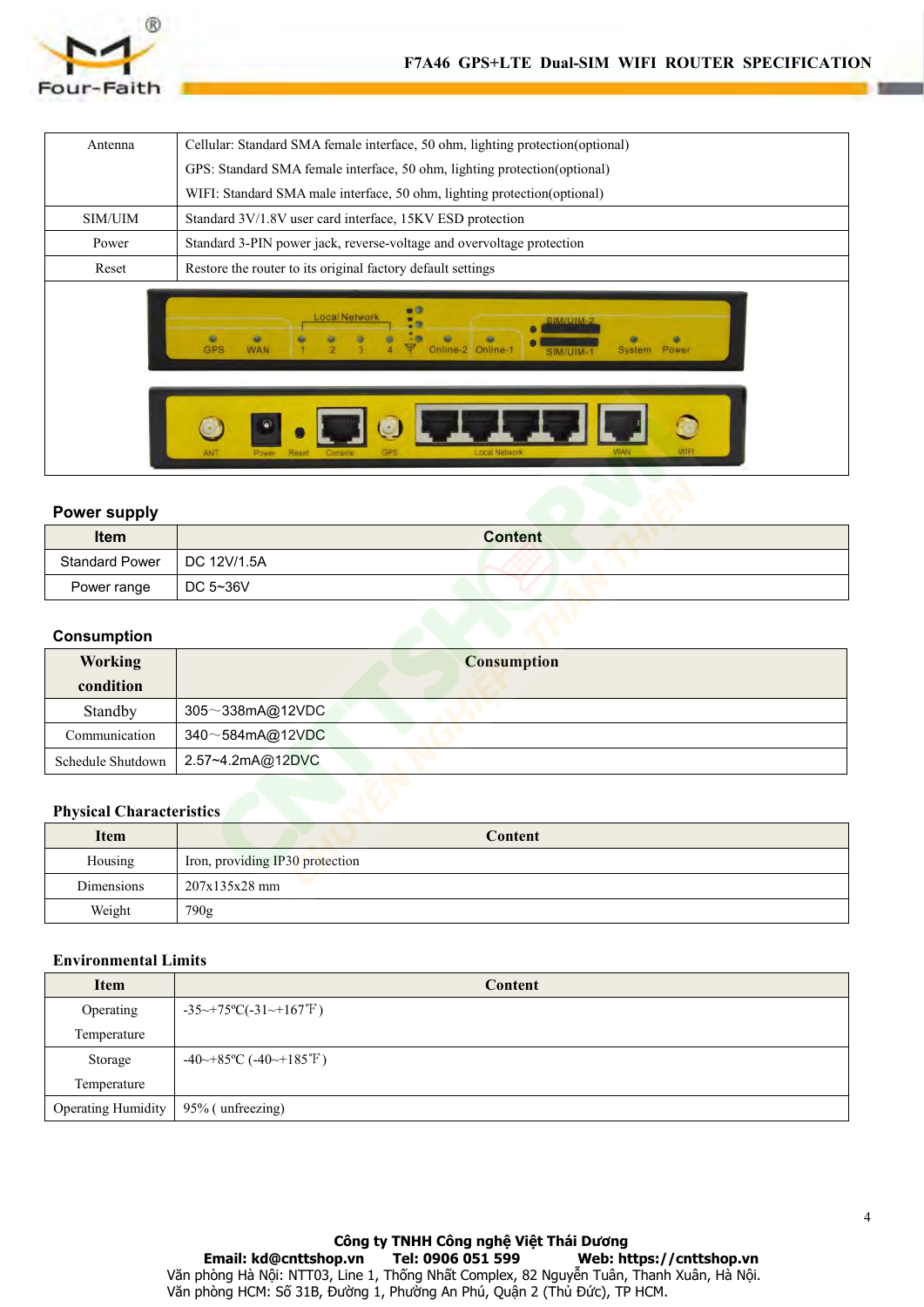| | |
|---|---|
| Antenna | Cellular: Standard SMA female interface, 50 ohm, lighting protection(optional)<br>GPS: Standard SMA female interface, 50 ohm, lighting protection(optional)<br>WIFI: Standard SMA male interface, 50 ohm, lighting protection(optional) |
| SIM/UIM | Standard 3V/1.8V user card interface, 15KV ESD protection |
| Power | Standard 3-PIN power jack, reverse-voltage and overvoltage protection |
| Reset | Restore the router to its original factory default settings |

Local Network
GPS WAN 1 2 3 4 Online-2 Online-1 SIM/UIM-2 SIM/UIM-1 System Power

ANT Power Reset Console GPS Local Network WAN WIFI

## Power supply

| Item | Content |
|---|---|
| Standard Power | DC 12V/1.5A |
| Power range | DC 5~36V |

## Consumption

| Working condition | Consumption |
|---|---|
| Standby | 305～338mA@12VDC |
| Communication | 340～584mA@12VDC |
| Schedule Shutdown | 2.57~4.2mA@12DVC |

## Physical Characteristics

| Item | Content |
|---|---|
| Housing | Iron, providing IP30 protection |
| Dimensions | 207x135x28 mm |
| Weight | 790g |

## Environmental Limits

| Item | Content |
|---|---|
| Operating Temperature | -35~+75ºC(-31~+167℉) |
| Storage Temperature | -40~+85ºC (-40~+185℉) |
| Operating Humidity | 95% ( unfreezing) |

**Công ty TNHH Công nghệ Việt Thái Dương**
**Email: kd@cnttshop.vn Tel: 0906 051 599 Web: https://cnttshop.vn**
Văn phòng Hà Nội: NTT03, Line 1, Thống Nhất Complex, 82 Nguyễn Tuân, Thanh Xuân, Hà Nội.
Văn phòng HCM: Số 31B, Đường 1, Phường An Phú, Quận 2 (Thủ Đức), TP HCM.